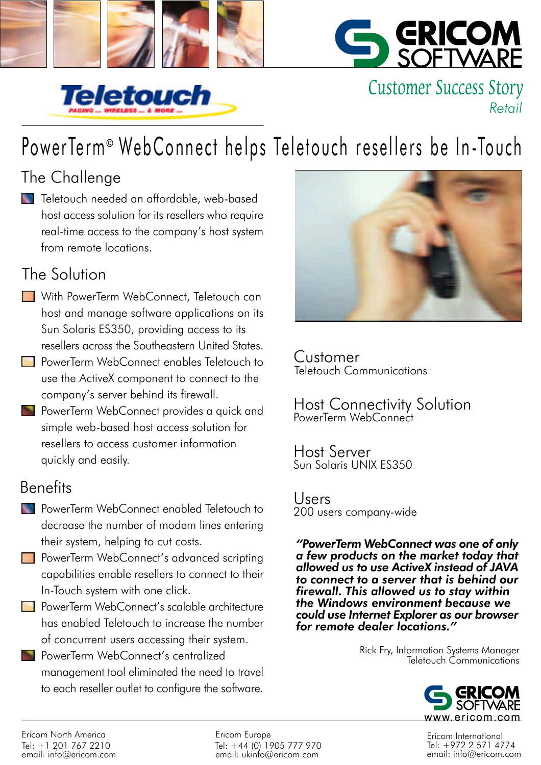Teletouch
PAGING ... WIRELESS ... & MORE ...

ERICOM SOFTWARE

Customer Success Story
*Retail*

# PowerTerm© WebConnect helps Teletouch resellers be In-Touch

## The Challenge

- Teletouch needed an affordable, web-based host access solution for its resellers who require real-time access to the company's host system from remote locations.

## The Solution

- With PowerTerm WebConnect, Teletouch can host and manage software applications on its Sun Solaris ES350, providing access to its resellers across the Southeastern United States.
- PowerTerm WebConnect enables Teletouch to use the ActiveX component to connect to the company's server behind its firewall.
- PowerTerm WebConnect provides a quick and simple web-based host access solution for resellers to access customer information quickly and easily.

## Benefits

- PowerTerm WebConnect enabled Teletouch to decrease the number of modem lines entering their system, helping to cut costs.
- PowerTerm WebConnect's advanced scripting capabilities enable resellers to connect to their In-Touch system with one click.
- PowerTerm WebConnect's scalable architecture has enabled Teletouch to increase the number of concurrent users accessing their system.
- PowerTerm WebConnect's centralized management tool eliminated the need to travel to each reseller outlet to configure the software.

## Customer
Teletouch Communications

## Host Connectivity Solution
PowerTerm WebConnect

## Host Server
Sun Solaris UNIX ES350

## Users
200 users company-wide

***"PowerTerm WebConnect was one of only a few products on the market today that allowed us to use ActiveX instead of JAVA to connect to a server that is behind our firewall. This allowed us to stay within the Windows environment because we could use Internet Explorer as our browser for remote dealer locations."***

Rick Fry, Information Systems Manager
Teletouch Communications

ERICOM SOFTWARE
www.ericom.com

Ericom North America
Tel: +1 201 767 2210
email: info@ericom.com

Ericom Europe
Tel: +44 (0) 1905 777 970
email: ukinfo@ericom.com

Ericom International
Tel: +972 2 571 4774
email: info@ericom.com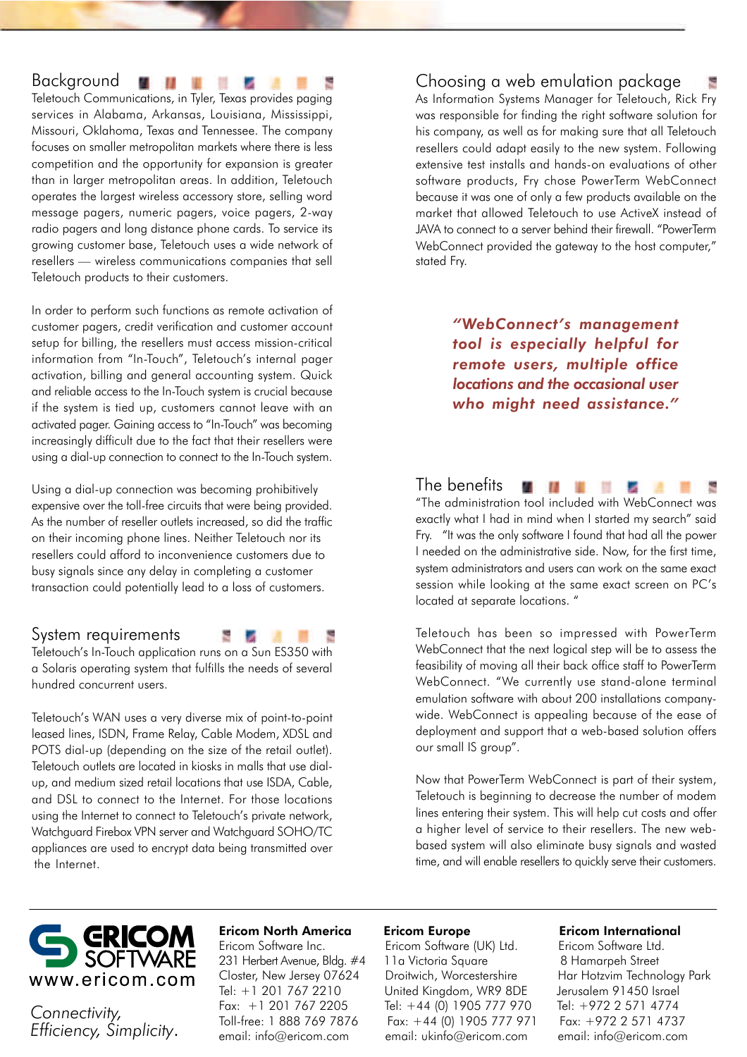## Background

Teletouch Communications, in Tyler, Texas provides paging services in Alabama, Arkansas, Louisiana, Mississippi, Missouri, Oklahoma, Texas and Tennessee. The company focuses on smaller metropolitan markets where there is less competition and the opportunity for expansion is greater than in larger metropolitan areas. In addition, Teletouch operates the largest wireless accessory store, selling word message pagers, numeric pagers, voice pagers, 2-way radio pagers and long distance phone cards. To service its growing customer base, Teletouch uses a wide network of resellers — wireless communications companies that sell Teletouch products to their customers.

In order to perform such functions as remote activation of customer pagers, credit verification and customer account setup for billing, the resellers must access mission-critical information from "In-Touch", Teletouch's internal pager activation, billing and general accounting system. Quick and reliable access to the In-Touch system is crucial because if the system is tied up, customers cannot leave with an activated pager. Gaining access to "In-Touch" was becoming increasingly difficult due to the fact that their resellers were using a dial-up connection to connect to the In-Touch system.

Using a dial-up connection was becoming prohibitively expensive over the toll-free circuits that were being provided. As the number of reseller outlets increased, so did the traffic on their incoming phone lines. Neither Teletouch nor its resellers could afford to inconvenience customers due to busy signals since any delay in completing a customer transaction could potentially lead to a loss of customers.

## System requirements

Teletouch's In-Touch application runs on a Sun ES350 with a Solaris operating system that fulfills the needs of several hundred concurrent users.

Teletouch's WAN uses a very diverse mix of point-to-point leased lines, ISDN, Frame Relay, Cable Modem, XDSL and POTS dial-up (depending on the size of the retail outlet). Teletouch outlets are located in kiosks in malls that use dial-up, and medium sized retail locations that use ISDA, Cable, and DSL to connect to the Internet. For those locations using the Internet to connect to Teletouch's private network, Watchguard Firebox VPN server and Watchguard SOHO/TC appliances are used to encrypt data being transmitted over the Internet.

## Choosing a web emulation package

As Information Systems Manager for Teletouch, Rick Fry was responsible for finding the right software solution for his company, as well as for making sure that all Teletouch resellers could adapt easily to the new system. Following extensive test installs and hands-on evaluations of other software products, Fry chose PowerTerm WebConnect because it was one of only a few products available on the market that allowed Teletouch to use ActiveX instead of JAVA to connect to a server behind their firewall. "PowerTerm WebConnect provided the gateway to the host computer," stated Fry.

> ***"WebConnect's management tool is especially helpful for remote users, multiple office locations and the occasional user who might need assistance."***

## The benefits

"The administration tool included with WebConnect was exactly what I had in mind when I started my search" said Fry. "It was the only software I found that had all the power I needed on the administrative side. Now, for the first time, system administrators and users can work on the same exact session while looking at the same exact screen on PC's located at separate locations. "

Teletouch has been so impressed with PowerTerm WebConnect that the next logical step will be to assess the feasibility of moving all their back office staff to PowerTerm WebConnect. "We currently use stand-alone terminal emulation software with about 200 installations company-wide. WebConnect is appealing because of the ease of deployment and support that a web-based solution offers our small IS group".

Now that PowerTerm WebConnect is part of their system, Teletouch is beginning to decrease the number of modem lines entering their system. This will help cut costs and offer a higher level of service to their resellers. The new web-based system will also eliminate busy signals and wasted time, and will enable resellers to quickly serve their customers.

---

ERICOM SOFTWARE
www.ericom.com

*Connectivity, Efficiency, Simplicity.*

**Ericom North America**
Ericom Software Inc.
231 Herbert Avenue, Bldg. #4
Closter, New Jersey 07624
Tel: +1 201 767 2210
Fax: +1 201 767 2205
Toll-free: 1 888 769 7876
email: info@ericom.com

**Ericom Europe**
Ericom Software (UK) Ltd.
11a Victoria Square
Droitwich, Worcestershire
United Kingdom, WR9 8DE
Tel: +44 (0) 1905 777 970
Fax: +44 (0) 1905 777 971
email: ukinfo@ericom.com

**Ericom International**
Ericom Software Ltd.
8 Hamarpeh Street
Har Hotzvim Technology Park
Jerusalem 91450 Israel
Tel: +972 2 571 4774
Fax: +972 2 571 4737
email: info@ericom.com